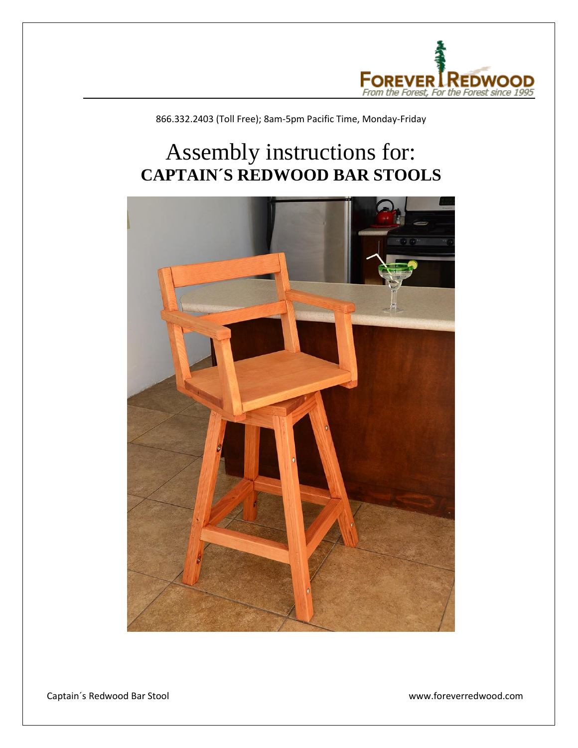866.332.2403 (Toll Free); 8am-5pm Pacific Time, Monday-Friday

# Assembly instructions for:
## CAPTAIN´S REDWOOD BAR STOOLS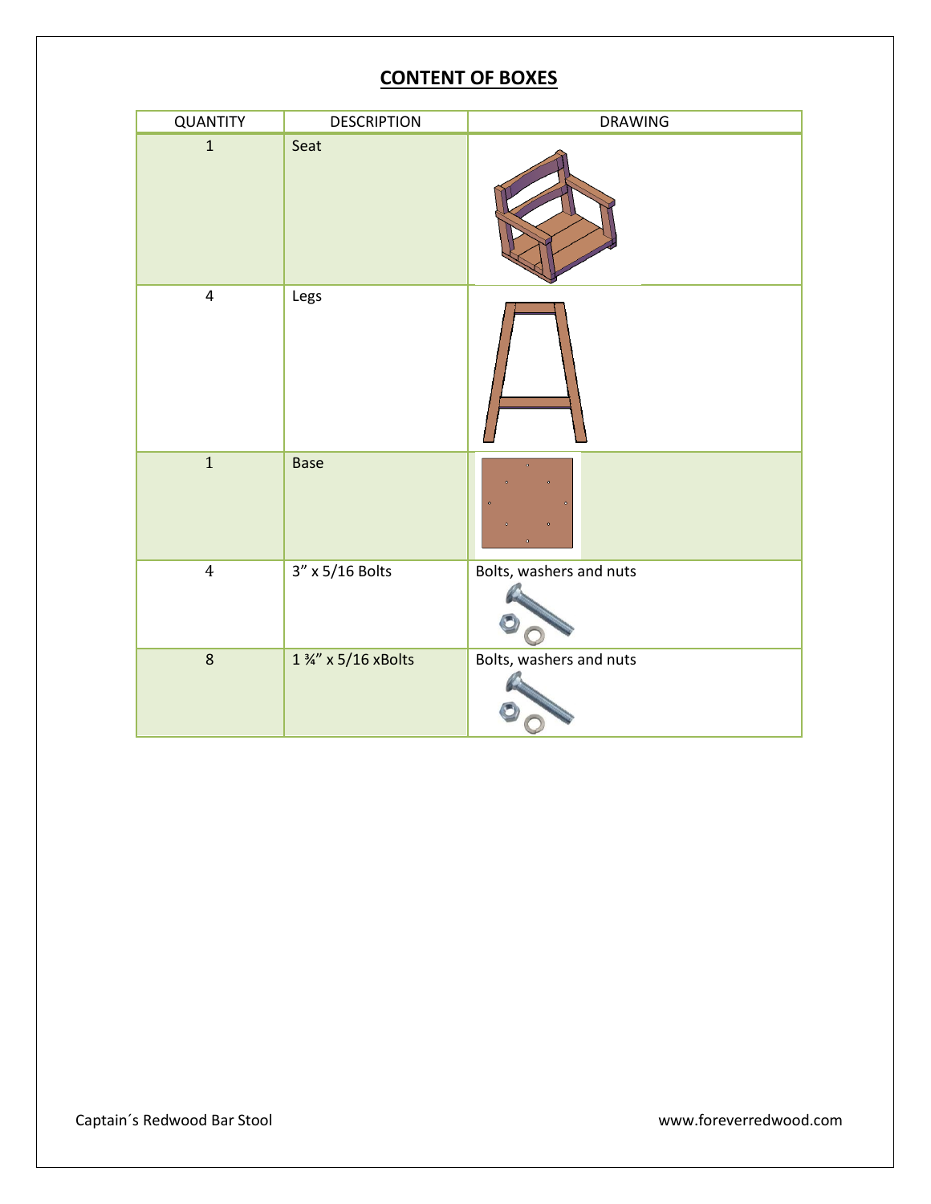## CONTENT OF BOXES

| QUANTITY | DESCRIPTION | DRAWING |
|---|---|---|
| 1 | Seat | |
| 4 | Legs | |
| 1 | Base | |
| 4 | 3" x 5/16 Bolts | Bolts, washers and nuts |
| 8 | 1 ¾" x 5/16 xBolts | Bolts, washers and nuts |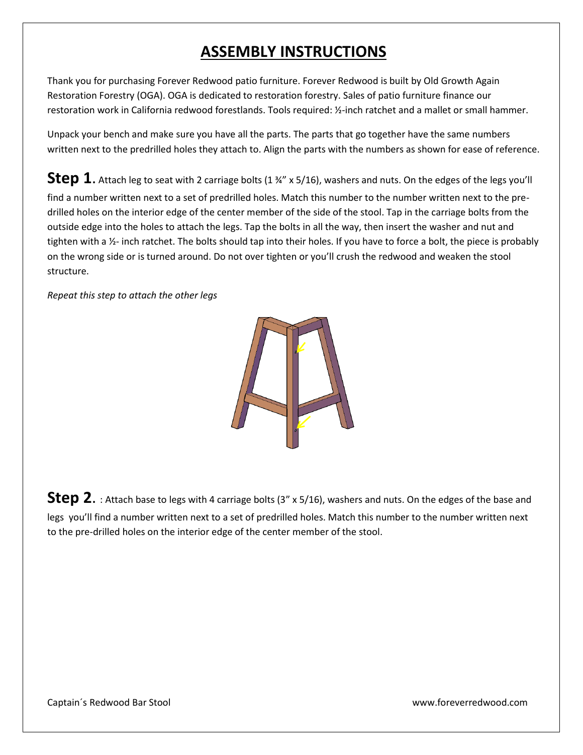# ASSEMBLY INSTRUCTIONS

Thank you for purchasing Forever Redwood patio furniture. Forever Redwood is built by Old Growth Again Restoration Forestry (OGA). OGA is dedicated to restoration forestry. Sales of patio furniture finance our restoration work in California redwood forestlands. Tools required: ½-inch ratchet and a mallet or small hammer.

Unpack your bench and make sure you have all the parts. The parts that go together have the same numbers written next to the predrilled holes they attach to. Align the parts with the numbers as shown for ease of reference.

**Step 1.** Attach leg to seat with 2 carriage bolts (1 ¾" x 5/16), washers and nuts. On the edges of the legs you'll find a number written next to a set of predrilled holes. Match this number to the number written next to the pre-drilled holes on the interior edge of the center member of the side of the stool. Tap in the carriage bolts from the outside edge into the holes to attach the legs. Tap the bolts in all the way, then insert the washer and nut and tighten with a ½- inch ratchet. The bolts should tap into their holes. If you have to force a bolt, the piece is probably on the wrong side or is turned around. Do not over tighten or you'll crush the redwood and weaken the stool structure.

*Repeat this step to attach the other legs*

**Step 2.** : Attach base to legs with 4 carriage bolts (3" x 5/16), washers and nuts. On the edges of the base and legs you'll find a number written next to a set of predrilled holes. Match this number to the number written next to the pre-drilled holes on the interior edge of the center member of the stool.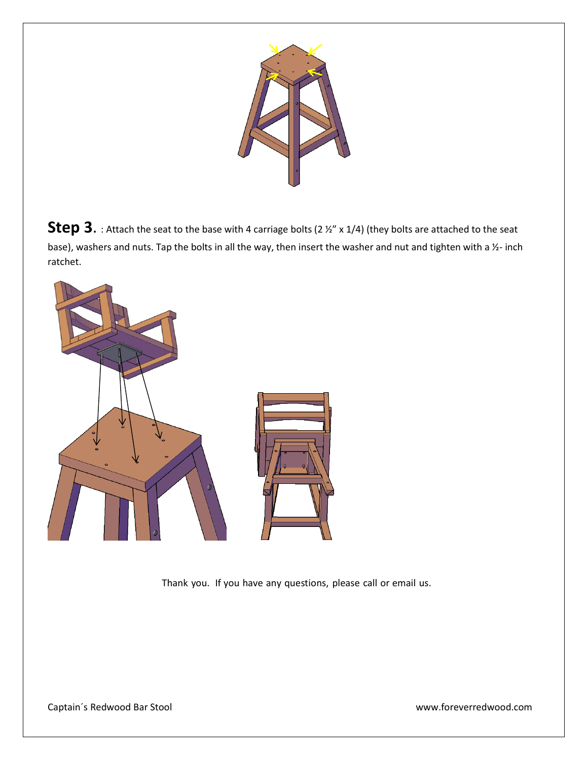**Step 3.** : Attach the seat to the base with 4 carriage bolts (2 ½" x 1/4) (they bolts are attached to the seat base), washers and nuts. Tap the bolts in all the way, then insert the washer and nut and tighten with a ½- inch ratchet.

Thank you. If you have any questions, please call or email us.